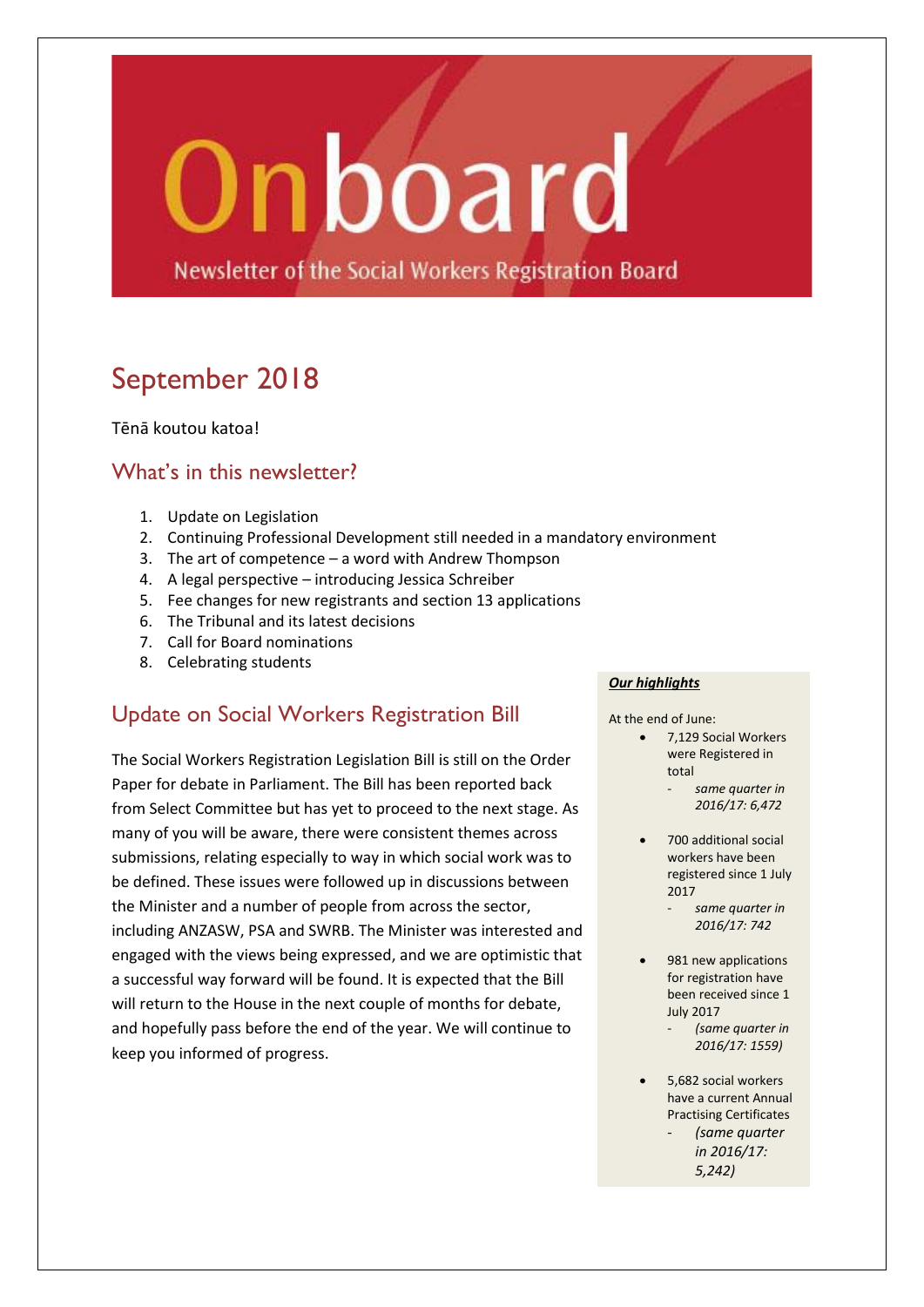# Onboard

Newsletter of the Social Workers Registration Board

## September 2018

Tēnā koutou katoa!

## What's in this newsletter?

1. Update on Legislation
2. Continuing Professional Development still needed in a mandatory environment
3. The art of competence – a word with Andrew Thompson
4. A legal perspective – introducing Jessica Schreiber
5. Fee changes for new registrants and section 13 applications
6. The Tribunal and its latest decisions
7. Call for Board nominations
8. Celebrating students

## Update on Social Workers Registration Bill

The Social Workers Registration Legislation Bill is still on the Order Paper for debate in Parliament. The Bill has been reported back from Select Committee but has yet to proceed to the next stage. As many of you will be aware, there were consistent themes across submissions, relating especially to way in which social work was to be defined. These issues were followed up in discussions between the Minister and a number of people from across the sector, including ANZASW, PSA and SWRB. The Minister was interested and engaged with the views being expressed, and we are optimistic that a successful way forward will be found. It is expected that the Bill will return to the House in the next couple of months for debate, and hopefully pass before the end of the year. We will continue to keep you informed of progress.

***Our highlights***

At the end of June:

- 7,129 Social Workers were Registered in total
  - *same quarter in 2016/17: 6,472*
- 700 additional social workers have been registered since 1 July 2017
  - *same quarter in 2016/17: 742*
- 981 new applications for registration have been received since 1 July 2017
  - *(same quarter in 2016/17: 1559)*
- 5,682 social workers have a current Annual Practising Certificates
  - *(same quarter in 2016/17: 5,242)*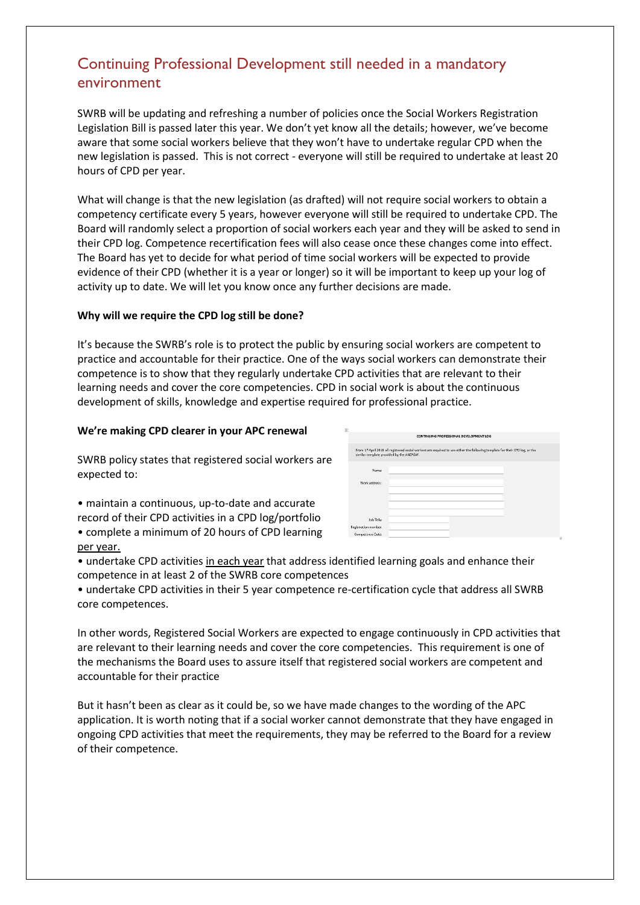## Continuing Professional Development still needed in a mandatory environment

SWRB will be updating and refreshing a number of policies once the Social Workers Registration Legislation Bill is passed later this year. We don't yet know all the details; however, we've become aware that some social workers believe that they won't have to undertake regular CPD when the new legislation is passed. This is not correct - everyone will still be required to undertake at least 20 hours of CPD per year.

What will change is that the new legislation (as drafted) will not require social workers to obtain a competency certificate every 5 years, however everyone will still be required to undertake CPD. The Board will randomly select a proportion of social workers each year and they will be asked to send in their CPD log. Competence recertification fees will also cease once these changes come into effect. The Board has yet to decide for what period of time social workers will be expected to provide evidence of their CPD (whether it is a year or longer) so it will be important to keep up your log of activity up to date. We will let you know once any further decisions are made.

**Why will we require the CPD log still be done?**

It's because the SWRB's role is to protect the public by ensuring social workers are competent to practice and accountable for their practice. One of the ways social workers can demonstrate their competence is to show that they regularly undertake CPD activities that are relevant to their learning needs and cover the core competencies. CPD in social work is about the continuous development of skills, knowledge and expertise required for professional practice.

**We're making CPD clearer in your APC renewal**

SWRB policy states that registered social workers are expected to:

- maintain a continuous, up-to-date and accurate record of their CPD activities in a CPD log/portfolio
- complete a minimum of 20 hours of CPD learning per year.
- undertake CPD activities in each year that address identified learning goals and enhance their competence in at least 2 of the SWRB core competences
- undertake CPD activities in their 5 year competence re-certification cycle that address all SWRB core competences.

In other words, Registered Social Workers are expected to engage continuously in CPD activities that are relevant to their learning needs and cover the core competencies. This requirement is one of the mechanisms the Board uses to assure itself that registered social workers are competent and accountable for their practice

But it hasn't been as clear as it could be, so we have made changes to the wording of the APC application. It is worth noting that if a social worker cannot demonstrate that they have engaged in ongoing CPD activities that meet the requirements, they may be referred to the Board for a review of their competence.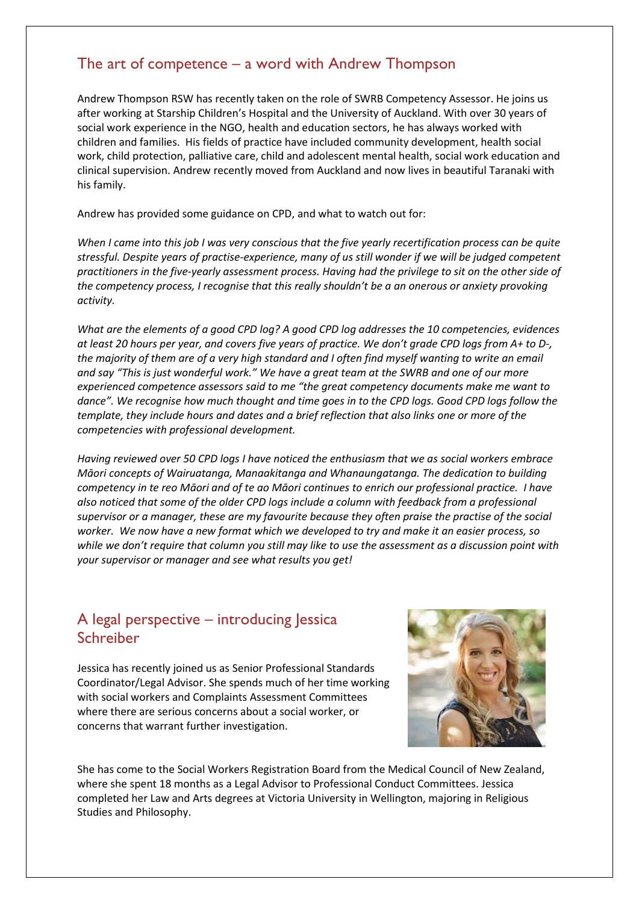## The art of competence – a word with Andrew Thompson

Andrew Thompson RSW has recently taken on the role of SWRB Competency Assessor. He joins us after working at Starship Children's Hospital and the University of Auckland. With over 30 years of social work experience in the NGO, health and education sectors, he has always worked with children and families. His fields of practice have included community development, health social work, child protection, palliative care, child and adolescent mental health, social work education and clinical supervision. Andrew recently moved from Auckland and now lives in beautiful Taranaki with his family.

Andrew has provided some guidance on CPD, and what to watch out for:

*When I came into this job I was very conscious that the five yearly recertification process can be quite stressful. Despite years of practise-experience, many of us still wonder if we will be judged competent practitioners in the five-yearly assessment process. Having had the privilege to sit on the other side of the competency process, I recognise that this really shouldn't be a an onerous or anxiety provoking activity.*

*What are the elements of a good CPD log? A good CPD log addresses the 10 competencies, evidences at least 20 hours per year, and covers five years of practice. We don't grade CPD logs from A+ to D-, the majority of them are of a very high standard and I often find myself wanting to write an email and say "This is just wonderful work." We have a great team at the SWRB and one of our more experienced competence assessors said to me "the great competency documents make me want to dance". We recognise how much thought and time goes in to the CPD logs. Good CPD logs follow the template, they include hours and dates and a brief reflection that also links one or more of the competencies with professional development.*

*Having reviewed over 50 CPD logs I have noticed the enthusiasm that we as social workers embrace Māori concepts of Wairuatanga, Manaakitanga and Whanaungatanga. The dedication to building competency in te reo Māori and of te ao Māori continues to enrich our professional practice. I have also noticed that some of the older CPD logs include a column with feedback from a professional supervisor or a manager, these are my favourite because they often praise the practise of the social worker. We now have a new format which we developed to try and make it an easier process, so while we don't require that column you still may like to use the assessment as a discussion point with your supervisor or manager and see what results you get!*

## A legal perspective – introducing Jessica Schreiber

Jessica has recently joined us as Senior Professional Standards Coordinator/Legal Advisor. She spends much of her time working with social workers and Complaints Assessment Committees where there are serious concerns about a social worker, or concerns that warrant further investigation.

She has come to the Social Workers Registration Board from the Medical Council of New Zealand, where she spent 18 months as a Legal Advisor to Professional Conduct Committees. Jessica completed her Law and Arts degrees at Victoria University in Wellington, majoring in Religious Studies and Philosophy.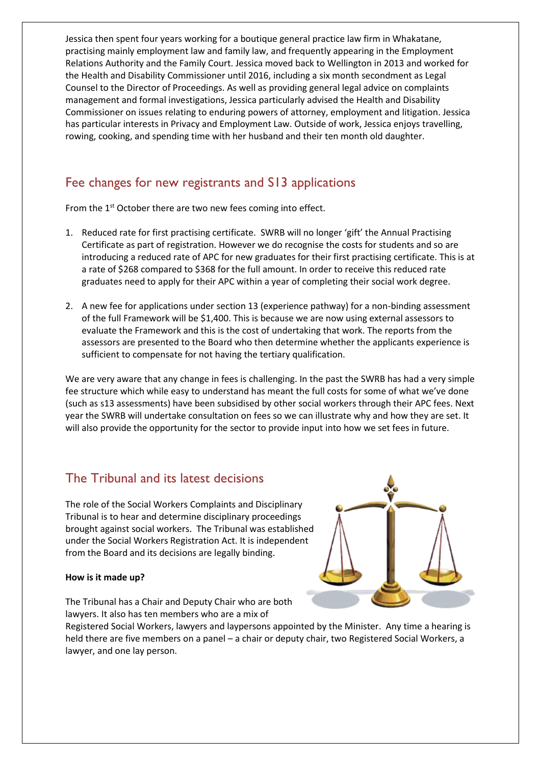Jessica then spent four years working for a boutique general practice law firm in Whakatane, practising mainly employment law and family law, and frequently appearing in the Employment Relations Authority and the Family Court. Jessica moved back to Wellington in 2013 and worked for the Health and Disability Commissioner until 2016, including a six month secondment as Legal Counsel to the Director of Proceedings. As well as providing general legal advice on complaints management and formal investigations, Jessica particularly advised the Health and Disability Commissioner on issues relating to enduring powers of attorney, employment and litigation. Jessica has particular interests in Privacy and Employment Law. Outside of work, Jessica enjoys travelling, rowing, cooking, and spending time with her husband and their ten month old daughter.

## Fee changes for new registrants and S13 applications

From the 1st October there are two new fees coming into effect.

1. Reduced rate for first practising certificate. SWRB will no longer 'gift' the Annual Practising Certificate as part of registration. However we do recognise the costs for students and so are introducing a reduced rate of APC for new graduates for their first practising certificate. This is at a rate of $268 compared to $368 for the full amount. In order to receive this reduced rate graduates need to apply for their APC within a year of completing their social work degree.

2. A new fee for applications under section 13 (experience pathway) for a non-binding assessment of the full Framework will be $1,400. This is because we are now using external assessors to evaluate the Framework and this is the cost of undertaking that work. The reports from the assessors are presented to the Board who then determine whether the applicants experience is sufficient to compensate for not having the tertiary qualification.

We are very aware that any change in fees is challenging. In the past the SWRB has had a very simple fee structure which while easy to understand has meant the full costs for some of what we've done (such as s13 assessments) have been subsidised by other social workers through their APC fees. Next year the SWRB will undertake consultation on fees so we can illustrate why and how they are set. It will also provide the opportunity for the sector to provide input into how we set fees in future.

## The Tribunal and its latest decisions

The role of the Social Workers Complaints and Disciplinary Tribunal is to hear and determine disciplinary proceedings brought against social workers. The Tribunal was established under the Social Workers Registration Act. It is independent from the Board and its decisions are legally binding.

**How is it made up?**

The Tribunal has a Chair and Deputy Chair who are both lawyers. It also has ten members who are a mix of Registered Social Workers, lawyers and laypersons appointed by the Minister. Any time a hearing is held there are five members on a panel – a chair or deputy chair, two Registered Social Workers, a lawyer, and one lay person.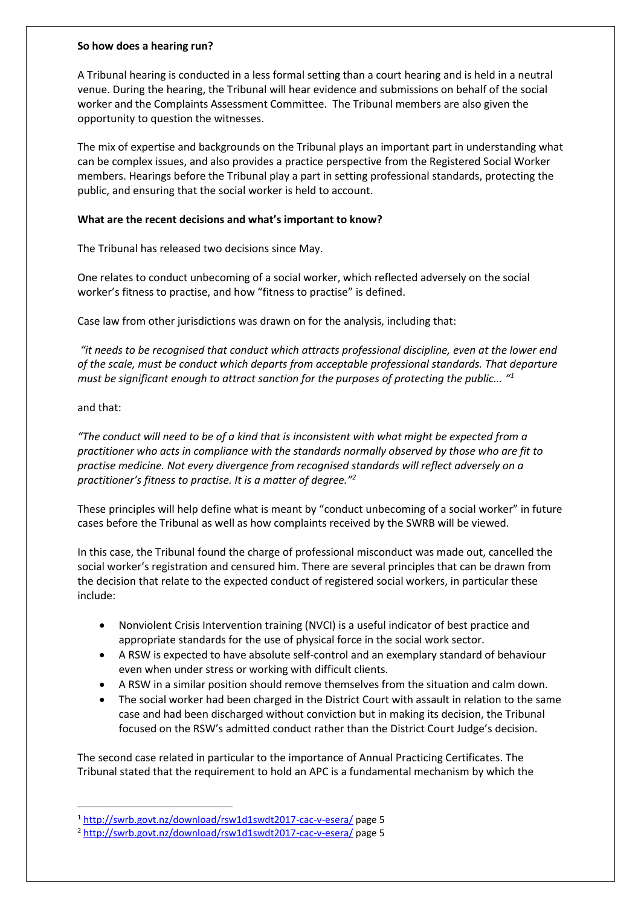**So how does a hearing run?**

A Tribunal hearing is conducted in a less formal setting than a court hearing and is held in a neutral venue. During the hearing, the Tribunal will hear evidence and submissions on behalf of the social worker and the Complaints Assessment Committee. The Tribunal members are also given the opportunity to question the witnesses.

The mix of expertise and backgrounds on the Tribunal plays an important part in understanding what can be complex issues, and also provides a practice perspective from the Registered Social Worker members. Hearings before the Tribunal play a part in setting professional standards, protecting the public, and ensuring that the social worker is held to account.

**What are the recent decisions and what's important to know?**

The Tribunal has released two decisions since May.

One relates to conduct unbecoming of a social worker, which reflected adversely on the social worker's fitness to practise, and how "fitness to practise" is defined.

Case law from other jurisdictions was drawn on for the analysis, including that:

*"it needs to be recognised that conduct which attracts professional discipline, even at the lower end of the scale, must be conduct which departs from acceptable professional standards. That departure must be significant enough to attract sanction for the purposes of protecting the public... "*[1]

and that:

*"The conduct will need to be of a kind that is inconsistent with what might be expected from a practitioner who acts in compliance with the standards normally observed by those who are fit to practise medicine. Not every divergence from recognised standards will reflect adversely on a practitioner's fitness to practise. It is a matter of degree."*[2]

These principles will help define what is meant by "conduct unbecoming of a social worker" in future cases before the Tribunal as well as how complaints received by the SWRB will be viewed.

In this case, the Tribunal found the charge of professional misconduct was made out, cancelled the social worker's registration and censured him. There are several principles that can be drawn from the decision that relate to the expected conduct of registered social workers, in particular these include:

- Nonviolent Crisis Intervention training (NVCI) is a useful indicator of best practice and appropriate standards for the use of physical force in the social work sector.
- A RSW is expected to have absolute self-control and an exemplary standard of behaviour even when under stress or working with difficult clients.
- A RSW in a similar position should remove themselves from the situation and calm down.
- The social worker had been charged in the District Court with assault in relation to the same case and had been discharged without conviction but in making its decision, the Tribunal focused on the RSW's admitted conduct rather than the District Court Judge's decision.

The second case related in particular to the importance of Annual Practicing Certificates. The Tribunal stated that the requirement to hold an APC is a fundamental mechanism by which the

[1] http://swrb.govt.nz/download/rsw1d1swdt2017-cac-v-esera/ page 5

[2] http://swrb.govt.nz/download/rsw1d1swdt2017-cac-v-esera/ page 5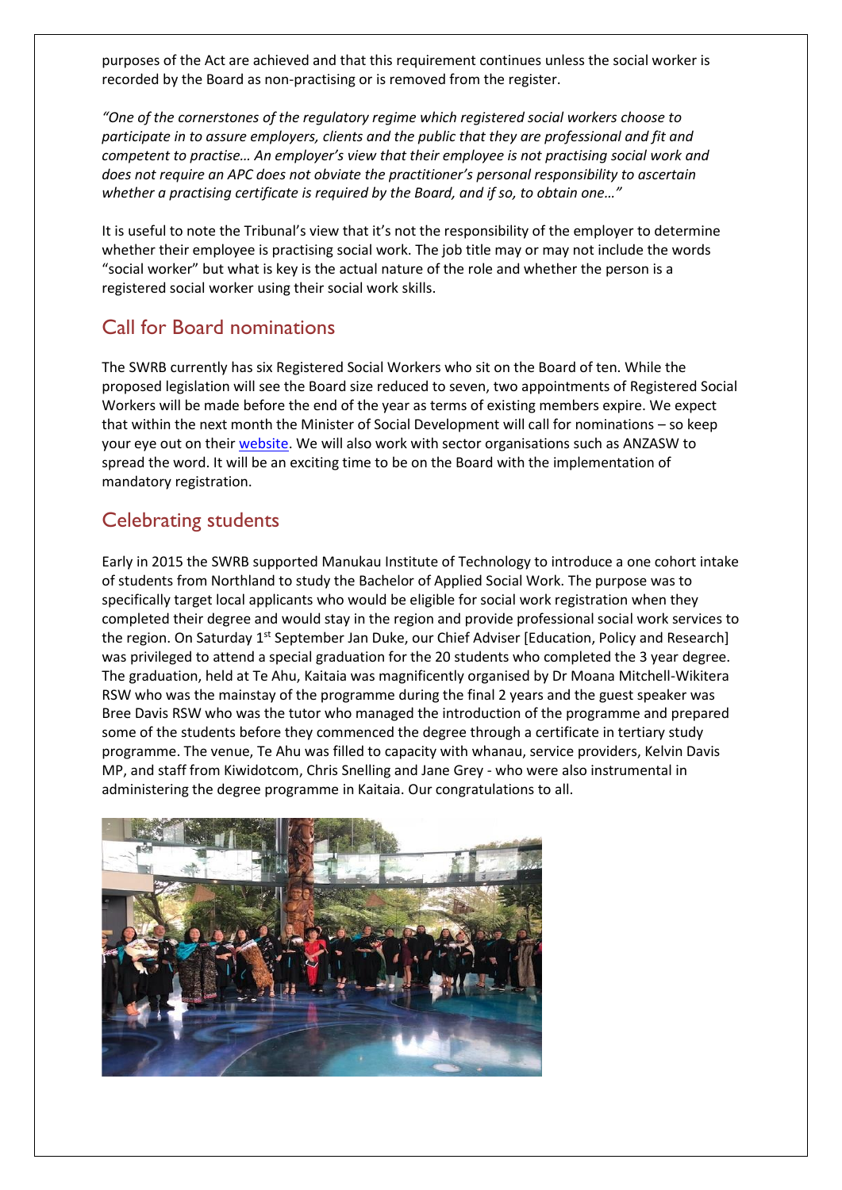purposes of the Act are achieved and that this requirement continues unless the social worker is recorded by the Board as non-practising or is removed from the register.

*"One of the cornerstones of the regulatory regime which registered social workers choose to participate in to assure employers, clients and the public that they are professional and fit and competent to practise… An employer's view that their employee is not practising social work and does not require an APC does not obviate the practitioner's personal responsibility to ascertain whether a practising certificate is required by the Board, and if so, to obtain one…"*

It is useful to note the Tribunal's view that it's not the responsibility of the employer to determine whether their employee is practising social work. The job title may or may not include the words "social worker" but what is key is the actual nature of the role and whether the person is a registered social worker using their social work skills.

## Call for Board nominations

The SWRB currently has six Registered Social Workers who sit on the Board of ten. While the proposed legislation will see the Board size reduced to seven, two appointments of Registered Social Workers will be made before the end of the year as terms of existing members expire. We expect that within the next month the Minister of Social Development will call for nominations – so keep your eye out on their website. We will also work with sector organisations such as ANZASW to spread the word. It will be an exciting time to be on the Board with the implementation of mandatory registration.

## Celebrating students

Early in 2015 the SWRB supported Manukau Institute of Technology to introduce a one cohort intake of students from Northland to study the Bachelor of Applied Social Work. The purpose was to specifically target local applicants who would be eligible for social work registration when they completed their degree and would stay in the region and provide professional social work services to the region. On Saturday 1st September Jan Duke, our Chief Adviser [Education, Policy and Research] was privileged to attend a special graduation for the 20 students who completed the 3 year degree. The graduation, held at Te Ahu, Kaitaia was magnificently organised by Dr Moana Mitchell-Wikitera RSW who was the mainstay of the programme during the final 2 years and the guest speaker was Bree Davis RSW who was the tutor who managed the introduction of the programme and prepared some of the students before they commenced the degree through a certificate in tertiary study programme. The venue, Te Ahu was filled to capacity with whanau, service providers, Kelvin Davis MP, and staff from Kiwidotcom, Chris Snelling and Jane Grey - who were also instrumental in administering the degree programme in Kaitaia. Our congratulations to all.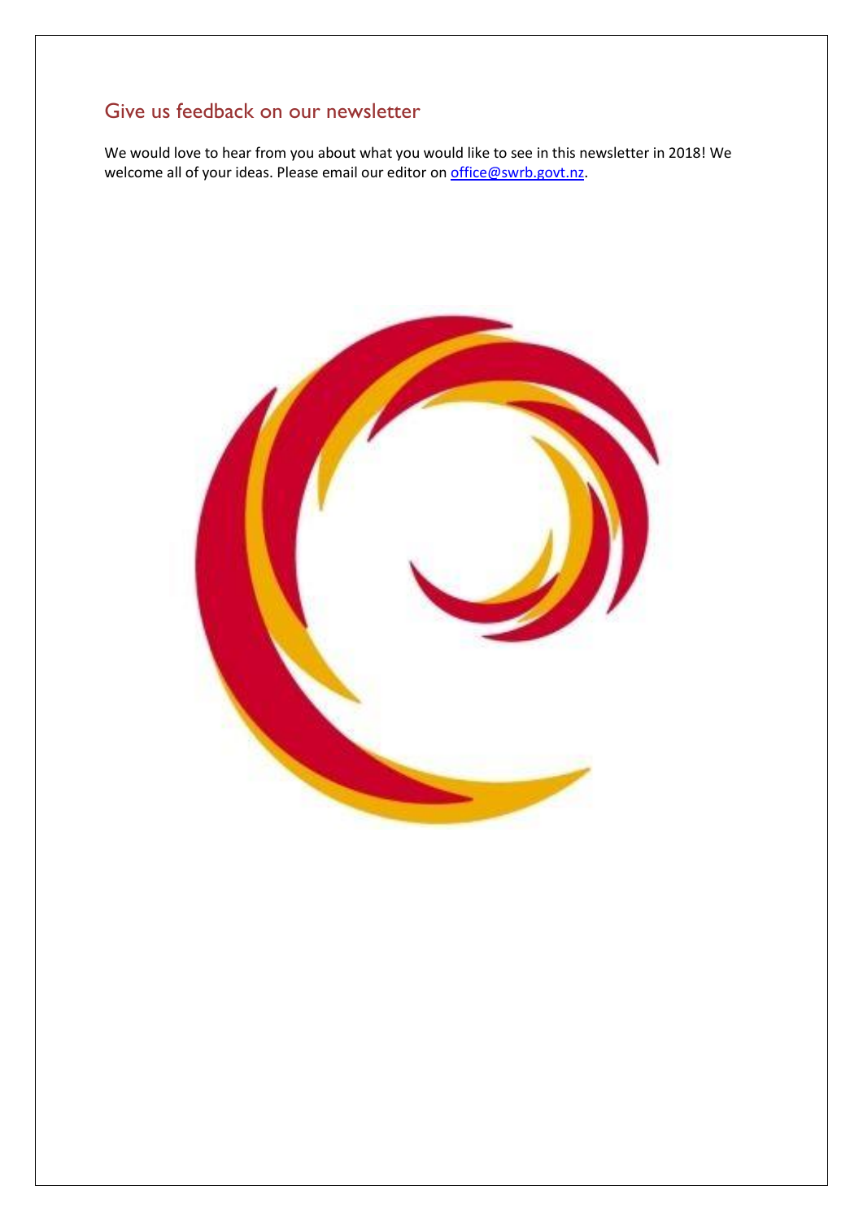## Give us feedback on our newsletter

We would love to hear from you about what you would like to see in this newsletter in 2018! We welcome all of your ideas. Please email our editor on office@swrb.govt.nz.